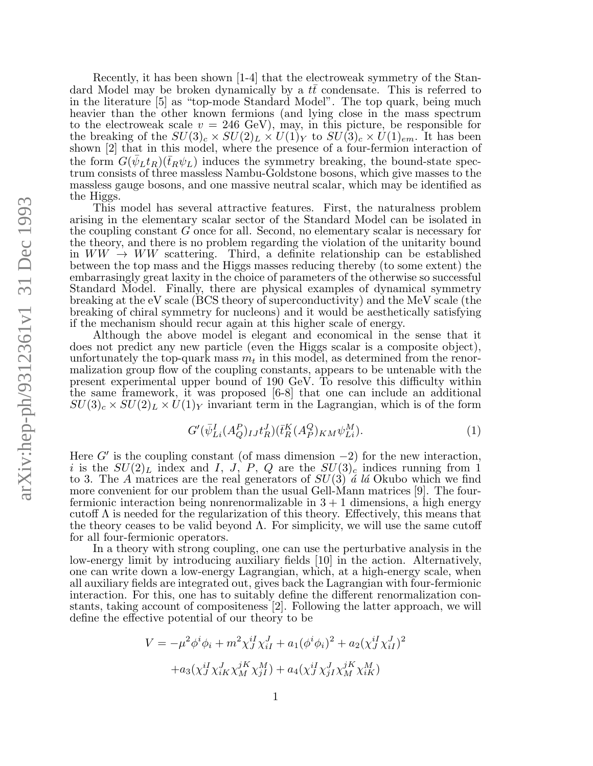Recently, it has been shown [1-4] that the electroweak symmetry of the Standard Model may be broken dynamically by a $t\bar{t}$ condensate. This is referred to in the literature [5] as "top-mode Standard Model". The top quark, being much heavier than the other known fermions (and lying close in the mass spectrum to the electroweak scale $v = 246$ GeV), may, in this picture, be responsible for the breaking of the $SU(3)_c \times SU(2)_L \times U(1)_Y$ to $SU(3)_c \times U(1)_{em}$. It has been shown [2] that in this model, where the presence of a four-fermion interaction of the form $G(\bar{\psi}_L t_R)(\bar{t}_R \psi_L)$ induces the symmetry breaking, the bound-state spectrum consists of three massless Nambu-Goldstone bosons, which give masses to the massless gauge bosons, and one massive neutral scalar, which may be identified as the Higgs.

This model has several attractive features. First, the naturalness problem arising in the elementary scalar sector of the Standard Model can be isolated in the coupling constant $G$ once for all. Second, no elementary scalar is necessary for the theory, and there is no problem regarding the violation of the unitarity bound in $WW \to WW$ scattering. Third, a definite relationship can be established between the top mass and the Higgs masses reducing thereby (to some extent) the embarrasingly great laxity in the choice of parameters of the otherwise so successful Standard Model. Finally, there are physical examples of dynamical symmetry breaking at the eV scale (BCS theory of superconductivity) and the MeV scale (the breaking of chiral symmetry for nucleons) and it would be aesthetically satisfying if the mechanism should recur again at this higher scale of energy.

Although the above model is elegant and economical in the sense that it does not predict any new particle (even the Higgs scalar is a composite object), unfortunately the top-quark mass $m_t$ in this model, as determined from the renormalization group flow of the coupling constants, appears to be untenable with the present experimental upper bound of 190 GeV. To resolve this difficulty within the same framework, it was proposed [6-8] that one can include an additional $SU(3)_c \times SU(2)_L \times U(1)_Y$ invariant term in the Lagrangian, which is of the form

$$G'(\bar{\psi}^I_{Li}(A^P_Q)_{IJ} t^J_R)(\bar{t}^K_R (A^Q_P)_{KM} \psi^M_{Li}). \tag{1}$$

Here $G'$ is the coupling constant (of mass dimension $-2$) for the new interaction, $i$ is the $SU(2)_L$ index and $I$, $J$, $P$, $Q$ are the $SU(3)_c$ indices running from 1 to 3. The $A$ matrices are the real generators of $SU(3)$ *á lá* Okubo which we find more convenient for our problem than the usual Gell-Mann matrices [9]. The four-fermionic interaction being nonrenormalizable in $3+1$ dimensions, a high energy cutoff $\Lambda$ is needed for the regularization of this theory. Effectively, this means that the theory ceases to be valid beyond $\Lambda$. For simplicity, we will use the same cutoff for all four-fermionic operators.

In a theory with strong coupling, one can use the perturbative analysis in the low-energy limit by introducing auxiliary fields [10] in the action. Alternatively, one can write down a low-energy Lagrangian, which, at a high-energy scale, when all auxiliary fields are integrated out, gives back the Lagrangian with four-fermionic interaction. For this, one has to suitably define the different renormalization constants, taking account of compositeness [2]. Following the latter approach, we will define the effective potential of our theory to be

$$V = -\mu^2 \phi^i \phi_i + m^2 \chi^{iI}_J \chi^J_{iI} + a_1(\phi^i \phi_i)^2 + a_2(\chi^{iI}_J \chi^J_{iI})^2$$
$$+ a_3(\chi^{iI}_J \chi^J_{iK} \chi^{jK}_M \chi^M_{jI}) + a_4(\chi^{iI}_J \chi^J_{jI} \chi^{jK}_M \chi^M_{iK})$$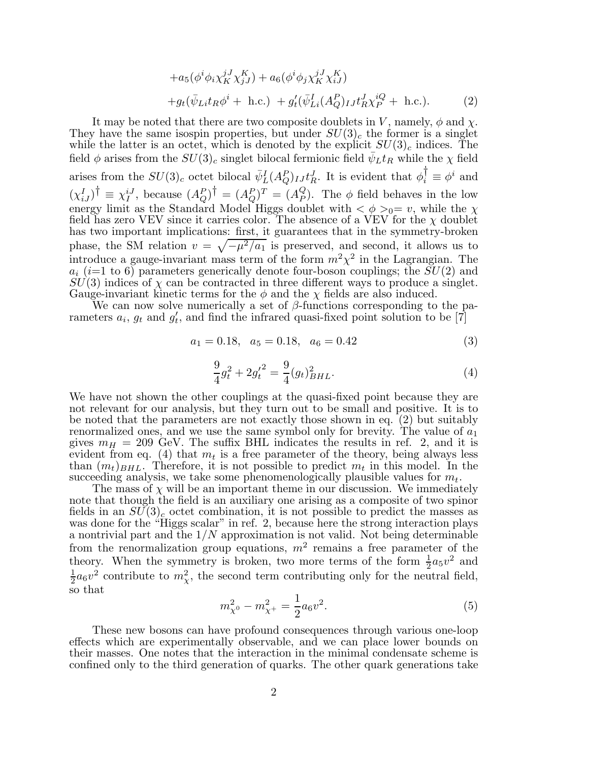$$+a_5(\phi^i\phi_i\chi^{jJ}_K\chi^K_{jJ}) + a_6(\phi^i\phi_j\chi^{jJ}_K\chi^K_{iJ})$$
$$+g_t(\bar{\psi}_{Li}t_R\phi^i + \text{ h.c.}) \; + g'_t(\bar{\psi}^I_{Li}(A^P_Q)_{IJ}t^J_R\chi^{iQ}_P + \text{ h.c.}). \tag{2}$$

It may be noted that there are two composite doublets in $V$, namely, $\phi$ and $\chi$. They have the same isospin properties, but under $SU(3)_c$ the former is a singlet while the latter is an octet, which is denoted by the explicit $SU(3)_c$ indices. The field $\phi$ arises from the $SU(3)_c$ singlet bilocal fermionic field $\bar{\psi}_L t_R$ while the $\chi$ field arises from the $SU(3)_c$ octet bilocal $\bar{\psi}^I_L(A^P_Q)_{IJ}t^J_R$. It is evident that $\phi^\dagger_i \equiv \phi^i$ and $(\chi^I_{iJ})^\dagger \equiv \chi^{iJ}_I$, because $(A^P_Q)^\dagger = (A^P_Q)^T = (A^Q_P)$. The $\phi$ field behaves in the low energy limit as the Standard Model Higgs doublet with $<\phi>_0 = v$, while the $\chi$ field has zero VEV since it carries color. The absence of a VEV for the $\chi$ doublet has two important implications: first, it guarantees that in the symmetry-broken phase, the SM relation $v = \sqrt{-\mu^2/a_1}$ is preserved, and second, it allows us to introduce a gauge-invariant mass term of the form $m^2\chi^2$ in the Lagrangian. The $a_i$ ($i$=1 to 6) parameters generically denote four-boson couplings; the $SU(2)$ and $SU(3)$ indices of $\chi$ can be contracted in three different ways to produce a singlet. Gauge-invariant kinetic terms for the $\phi$ and the $\chi$ fields are also induced.

We can now solve numerically a set of $\beta$-functions corresponding to the parameters $a_i$, $g_t$ and $g'_t$, and find the infrared quasi-fixed point solution to be [7]

$$a_1 = 0.18, \quad a_5 = 0.18, \quad a_6 = 0.42 \tag{3}$$

$$\frac{9}{4}g_t^2 + 2{g'_t}^2 = \frac{9}{4}(g_t)^2_{BHL}. \tag{4}$$

We have not shown the other couplings at the quasi-fixed point because they are not relevant for our analysis, but they turn out to be small and positive. It is to be noted that the parameters are not exactly those shown in eq. (2) but suitably renormalized ones, and we use the same symbol only for brevity. The value of $a_1$ gives $m_H$ = 209 GeV. The suffix BHL indicates the results in ref. 2, and it is evident from eq. (4) that $m_t$ is a free parameter of the theory, being always less than $(m_t)_{BHL}$. Therefore, it is not possible to predict $m_t$ in this model. In the succeeding analysis, we take some phenomenologically plausible values for $m_t$.

The mass of $\chi$ will be an important theme in our discussion. We immediately note that though the field is an auxiliary one arising as a composite of two spinor fields in an $SU(3)_c$ octet combination, it is not possible to predict the masses as was done for the "Higgs scalar" in ref. 2, because here the strong interaction plays a nontrivial part and the $1/N$ approximation is not valid. Not being determinable from the renormalization group equations, $m^2$ remains a free parameter of the theory. When the symmetry is broken, two more terms of the form $\frac{1}{2}a_5v^2$ and $\frac{1}{2}a_6v^2$ contribute to $m^2_\chi$, the second term contributing only for the neutral field, so that

$$m^2_{\chi^0} - m^2_{\chi^+} = \frac{1}{2}a_6v^2. \tag{5}$$

These new bosons can have profound consequences through various one-loop effects which are experimentally observable, and we can place lower bounds on their masses. One notes that the interaction in the minimal condensate scheme is confined only to the third generation of quarks. The other quark generations take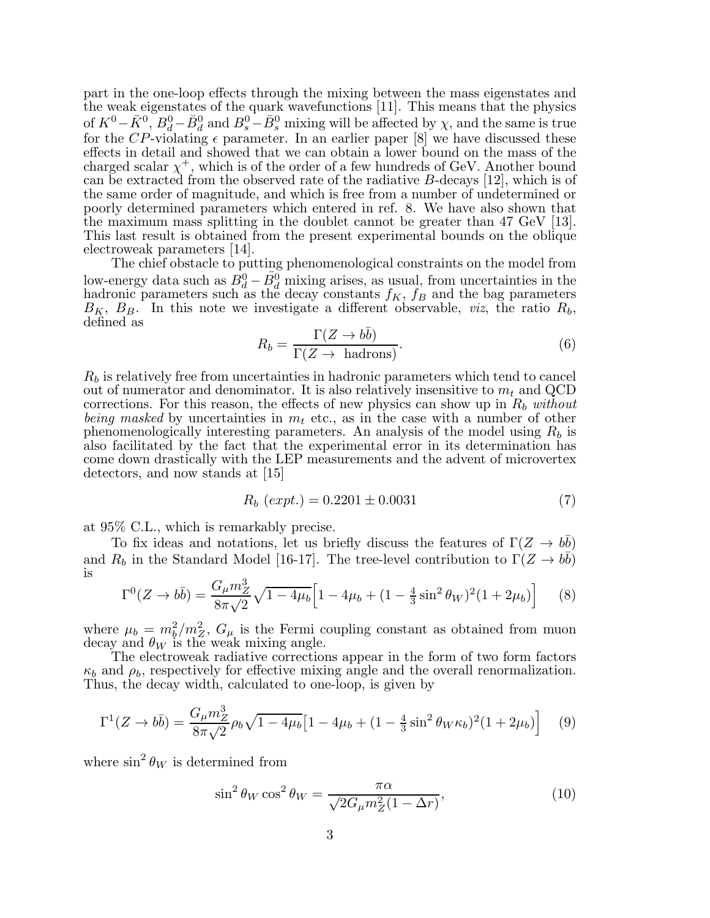part in the one-loop effects through the mixing between the mass eigenstates and the weak eigenstates of the quark wavefunctions [11]. This means that the physics of $K^0-\bar{K}^0$, $B_d^0-\bar{B}_d^0$ and $B_s^0-\bar{B}_s^0$ mixing will be affected by $\chi$, and the same is true for the $CP$-violating $\epsilon$ parameter. In an earlier paper [8] we have discussed these effects in detail and showed that we can obtain a lower bound on the mass of the charged scalar $\chi^+$, which is of the order of a few hundreds of GeV. Another bound can be extracted from the observed rate of the radiative $B$-decays [12], which is of the same order of magnitude, and which is free from a number of undetermined or poorly determined parameters which entered in ref. 8. We have also shown that the maximum mass splitting in the doublet cannot be greater than 47 GeV [13]. This last result is obtained from the present experimental bounds on the oblique electroweak parameters [14].

The chief obstacle to putting phenomenological constraints on the model from low-energy data such as $B_d^0-\bar{B}_d^0$ mixing arises, as usual, from uncertainties in the hadronic parameters such as the decay constants $f_K$, $f_B$ and the bag parameters $B_K$, $B_B$. In this note we investigate a different observable, *viz*, the ratio $R_b$, defined as

$$R_b = \frac{\Gamma(Z \to b\bar{b})}{\Gamma(Z \to \text{ hadrons})}. \tag{6}$$

$R_b$ is relatively free from uncertainties in hadronic parameters which tend to cancel out of numerator and denominator. It is also relatively insensitive to $m_t$ and QCD corrections. For this reason, the effects of new physics can show up in $R_b$ *without being masked* by uncertainties in $m_t$ etc., as in the case with a number of other phenomenologically interesting parameters. An analysis of the model using $R_b$ is also facilitated by the fact that the experimental error in its determination has come down drastically with the LEP measurements and the advent of microvertex detectors, and now stands at [15]

$$R_b \ (expt.) = 0.2201 \pm 0.0031 \tag{7}$$

at 95% C.L., which is remarkably precise.

To fix ideas and notations, let us briefly discuss the features of $\Gamma(Z \to b\bar{b})$ and $R_b$ in the Standard Model [16-17]. The tree-level contribution to $\Gamma(Z \to b\bar{b})$ is

$$\Gamma^0(Z \to b\bar{b}) = \frac{G_\mu m_Z^3}{8\pi\sqrt{2}}\sqrt{1-4\mu_b}\Big[1 - 4\mu_b + (1 - \tfrac{4}{3}\sin^2\theta_W)^2(1+2\mu_b)\Big] \tag{8}$$

where $\mu_b = m_b^2/m_Z^2$, $G_\mu$ is the Fermi coupling constant as obtained from muon decay and $\theta_W$ is the weak mixing angle.

The electroweak radiative corrections appear in the form of two form factors $\kappa_b$ and $\rho_b$, respectively for effective mixing angle and the overall renormalization. Thus, the decay width, calculated to one-loop, is given by

$$\Gamma^1(Z \to b\bar{b}) = \frac{G_\mu m_Z^3}{8\pi\sqrt{2}}\rho_b\sqrt{1-4\mu_b}\big[1 - 4\mu_b + (1 - \tfrac{4}{3}\sin^2\theta_W\kappa_b)^2(1+2\mu_b)\big] \tag{9}$$

where $\sin^2\theta_W$ is determined from

$$\sin^2\theta_W\cos^2\theta_W = \frac{\pi\alpha}{\sqrt{2}G_\mu m_Z^2(1-\Delta r)}, \tag{10}$$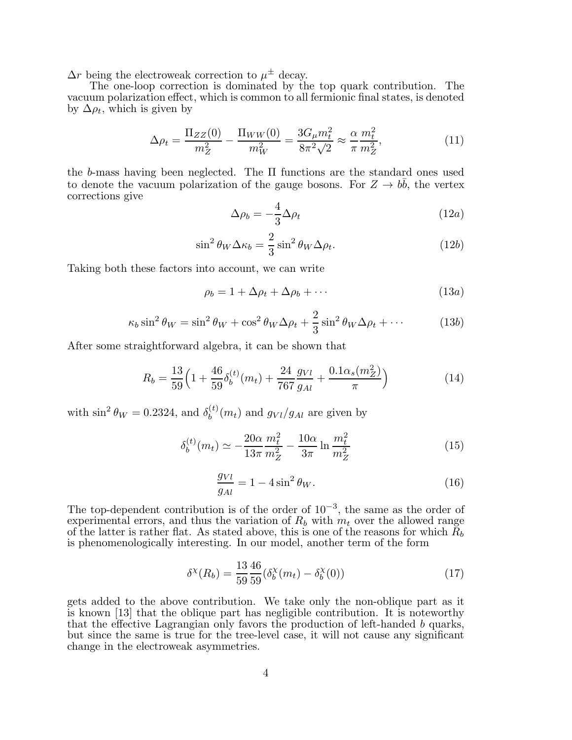$\Delta r$ being the electroweak correction to $\mu^{\pm}$ decay.

The one-loop correction is dominated by the top quark contribution. The vacuum polarization effect, which is common to all fermionic final states, is denoted by $\Delta\rho_t$, which is given by

$$\Delta\rho_t = \frac{\Pi_{ZZ}(0)}{m_Z^2} - \frac{\Pi_{WW}(0)}{m_W^2} = \frac{3G_\mu m_t^2}{8\pi^2\sqrt{2}} \approx \frac{\alpha}{\pi}\frac{m_t^2}{m_Z^2}, \tag{11}$$

the $b$-mass having been neglected. The $\Pi$ functions are the standard ones used to denote the vacuum polarization of the gauge bosons. For $Z \to b\bar{b}$, the vertex corrections give

$$\Delta\rho_b = -\frac{4}{3}\Delta\rho_t \tag{12a}$$

$$\sin^2\theta_W \Delta\kappa_b = \frac{2}{3}\sin^2\theta_W \Delta\rho_t. \tag{12b}$$

Taking both these factors into account, we can write

$$\rho_b = 1 + \Delta\rho_t + \Delta\rho_b + \cdots \tag{13a}$$

$$\kappa_b \sin^2\theta_W = \sin^2\theta_W + \cos^2\theta_W \Delta\rho_t + \frac{2}{3}\sin^2\theta_W \Delta\rho_t + \cdots \tag{13b}$$

After some straightforward algebra, it can be shown that

$$R_b = \frac{13}{59}\Big(1 + \frac{46}{59}\delta_b^{(t)}(m_t) + \frac{24}{767}\frac{g_{Vl}}{g_{Al}} + \frac{0.1\alpha_s(m_Z^2)}{\pi}\Big) \tag{14}$$

with $\sin^2\theta_W = 0.2324$, and $\delta_b^{(t)}(m_t)$ and $g_{Vl}/g_{Al}$ are given by

$$\delta_b^{(t)}(m_t) \simeq -\frac{20\alpha}{13\pi}\frac{m_t^2}{m_Z^2} - \frac{10\alpha}{3\pi}\ln\frac{m_t^2}{m_Z^2} \tag{15}$$

$$\frac{g_{Vl}}{g_{Al}} = 1 - 4\sin^2\theta_W. \tag{16}$$

The top-dependent contribution is of the order of $10^{-3}$, the same as the order of experimental errors, and thus the variation of $R_b$ with $m_t$ over the allowed range of the latter is rather flat. As stated above, this is one of the reasons for which $R_b$ is phenomenologically interesting. In our model, another term of the form

$$\delta^{\chi}(R_b) = \frac{13}{59}\frac{46}{59}(\delta_b^{\chi}(m_t) - \delta_b^{\chi}(0)) \tag{17}$$

gets added to the above contribution. We take only the non-oblique part as it is known [13] that the oblique part has negligible contribution. It is noteworthy that the effective Lagrangian only favors the production of left-handed $b$ quarks, but since the same is true for the tree-level case, it will not cause any significant change in the electroweak asymmetries.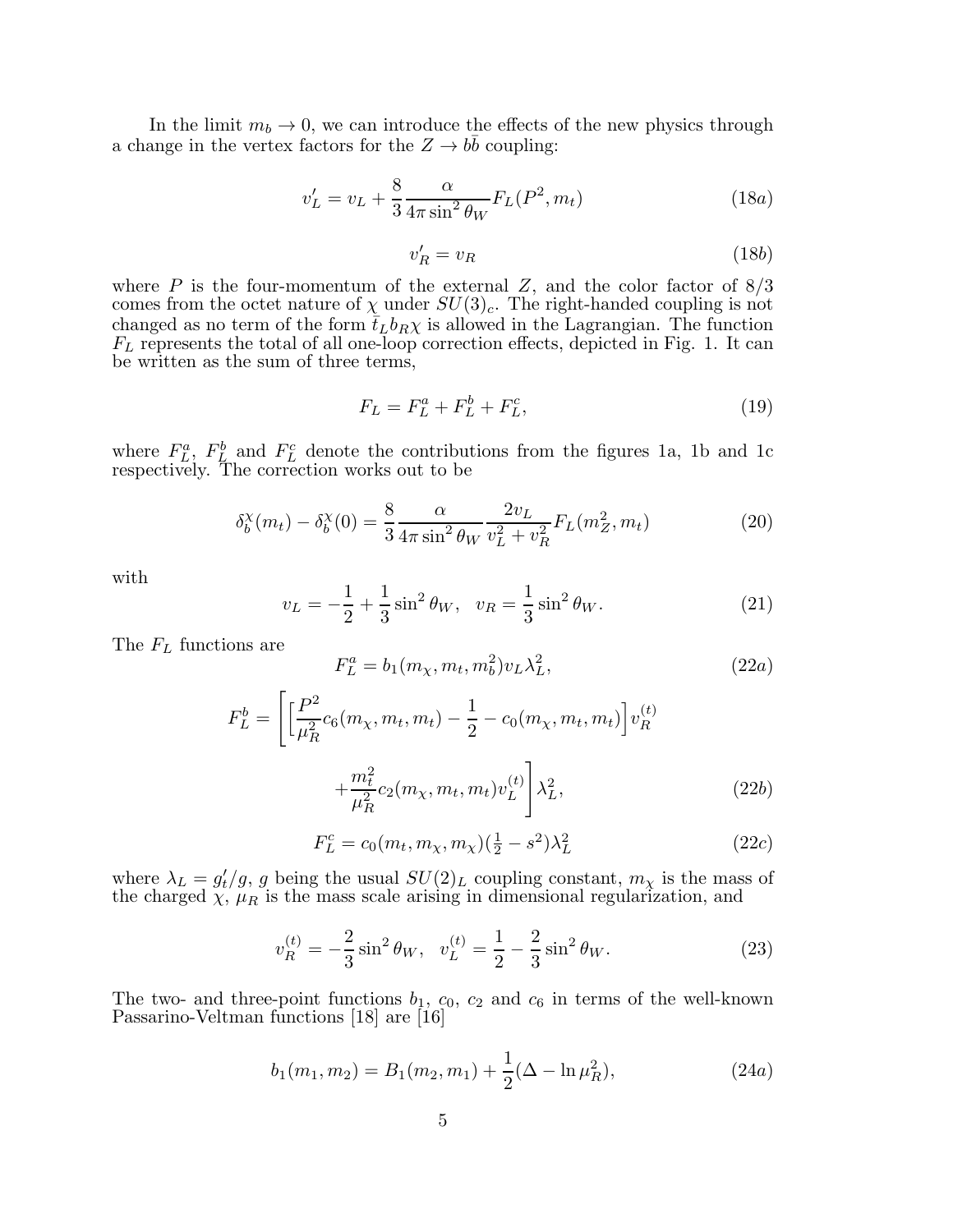In the limit $m_b \to 0$, we can introduce the effects of the new physics through a change in the vertex factors for the $Z \to b\bar{b}$ coupling:

$$v_L' = v_L + \frac{8}{3}\frac{\alpha}{4\pi \sin^2\theta_W} F_L(P^2, m_t) \tag{18a}$$

$$v_R' = v_R \tag{18b}$$

where $P$ is the four-momentum of the external $Z$, and the color factor of 8/3 comes from the octet nature of $\chi$ under $SU(3)_c$. The right-handed coupling is not changed as no term of the form $\bar{t}_L b_R \chi$ is allowed in the Lagrangian. The function $F_L$ represents the total of all one-loop correction effects, depicted in Fig. 1. It can be written as the sum of three terms,

$$F_L = F_L^a + F_L^b + F_L^c, \tag{19}$$

where $F_L^a$, $F_L^b$ and $F_L^c$ denote the contributions from the figures 1a, 1b and 1c respectively. The correction works out to be

$$\delta_b^\chi(m_t) - \delta_b^\chi(0) = \frac{8}{3}\frac{\alpha}{4\pi\sin^2\theta_W}\frac{2v_L}{v_L^2 + v_R^2} F_L(m_Z^2, m_t) \tag{20}$$

with

$$v_L = -\frac{1}{2} + \frac{1}{3}\sin^2\theta_W, \quad v_R = \frac{1}{3}\sin^2\theta_W. \tag{21}$$

The $F_L$ functions are

$$F_L^a = b_1(m_\chi, m_t, m_b^2) v_L \lambda_L^2, \tag{22a}$$

$$F_L^b = \left[\left[\frac{P^2}{\mu_R^2} c_6(m_\chi, m_t, m_t) - \frac{1}{2} - c_0(m_\chi, m_t, m_t)\right] v_R^{(t)} + \frac{m_t^2}{\mu_R^2} c_2(m_\chi, m_t, m_t) v_L^{(t)}\right] \lambda_L^2, \tag{22b}$$

$$F_L^c = c_0(m_t, m_\chi, m_\chi)(\tfrac{1}{2} - s^2)\lambda_L^2 \tag{22c}$$

where $\lambda_L = g_t'/g$, $g$ being the usual $SU(2)_L$ coupling constant, $m_\chi$ is the mass of the charged $\chi$, $\mu_R$ is the mass scale arising in dimensional regularization, and

$$v_R^{(t)} = -\frac{2}{3}\sin^2\theta_W, \quad v_L^{(t)} = \frac{1}{2} - \frac{2}{3}\sin^2\theta_W. \tag{23}$$

The two- and three-point functions $b_1$, $c_0$, $c_2$ and $c_6$ in terms of the well-known Passarino-Veltman functions [18] are [16]

$$b_1(m_1, m_2) = B_1(m_2, m_1) + \frac{1}{2}(\Delta - \ln \mu_R^2), \tag{24a}$$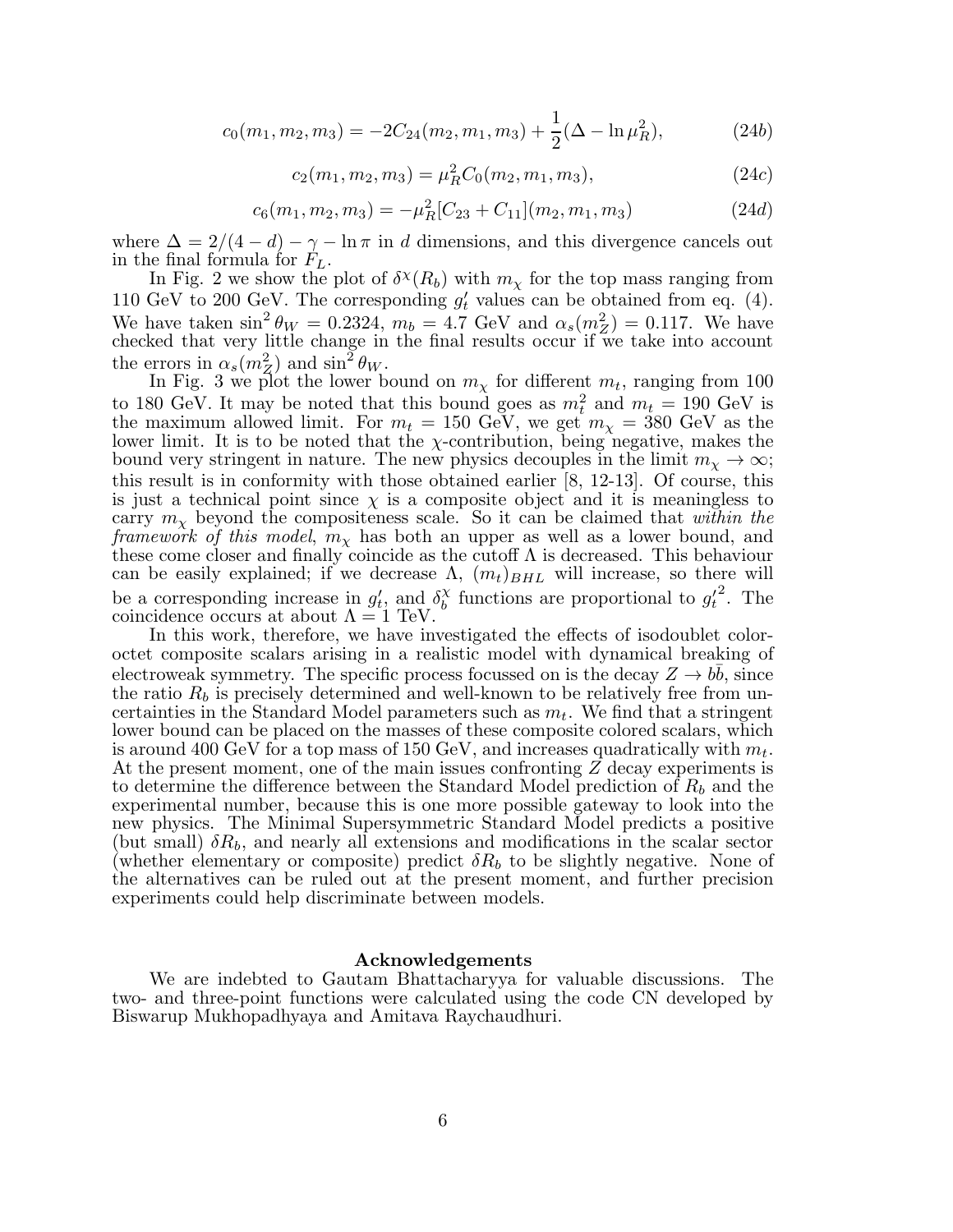$$c_0(m_1, m_2, m_3) = -2C_{24}(m_2, m_1, m_3) + \frac{1}{2}(\Delta - \ln \mu_R^2), \tag{24b}$$

$$c_2(m_1, m_2, m_3) = \mu_R^2 C_0(m_2, m_1, m_3), \tag{24c}$$

$$c_6(m_1, m_2, m_3) = -\mu_R^2 [C_{23} + C_{11}](m_2, m_1, m_3) \tag{24d}$$

where $\Delta = 2/(4-d) - \gamma - \ln \pi$ in $d$ dimensions, and this divergence cancels out in the final formula for $F_L$.

In Fig. 2 we show the plot of $\delta^\chi(R_b)$ with $m_\chi$ for the top mass ranging from 110 GeV to 200 GeV. The corresponding $g_t'$ values can be obtained from eq. (4). We have taken $\sin^2\theta_W = 0.2324$, $m_b = 4.7$ GeV and $\alpha_s(m_Z^2) = 0.117$. We have checked that very little change in the final results occur if we take into account the errors in $\alpha_s(m_Z^2)$ and $\sin^2\theta_W$.

In Fig. 3 we plot the lower bound on $m_\chi$ for different $m_t$, ranging from 100 to 180 GeV. It may be noted that this bound goes as $m_t^2$ and $m_t = 190$ GeV is the maximum allowed limit. For $m_t = 150$ GeV, we get $m_\chi = 380$ GeV as the lower limit. It is to be noted that the $\chi$-contribution, being negative, makes the bound very stringent in nature. The new physics decouples in the limit $m_\chi \to \infty$; this result is in conformity with those obtained earlier [8, 12-13]. Of course, this is just a technical point since $\chi$ is a composite object and it is meaningless to carry $m_\chi$ beyond the compositeness scale. So it can be claimed that *within the framework of this model*, $m_\chi$ has both an upper as well as a lower bound, and these come closer and finally coincide as the cutoff $\Lambda$ is decreased. This behaviour can be easily explained; if we decrease $\Lambda$, $(m_t)_{BHL}$ will increase, so there will be a corresponding increase in $g_t'$, and $\delta_b^\chi$ functions are proportional to $g_t'^2$. The coincidence occurs at about $\Lambda = 1$ TeV.

In this work, therefore, we have investigated the effects of isodoublet color-octet composite scalars arising in a realistic model with dynamical breaking of electroweak symmetry. The specific process focussed on is the decay $Z \to b\bar{b}$, since the ratio $R_b$ is precisely determined and well-known to be relatively free from uncertainties in the Standard Model parameters such as $m_t$. We find that a stringent lower bound can be placed on the masses of these composite colored scalars, which is around 400 GeV for a top mass of 150 GeV, and increases quadratically with $m_t$. At the present moment, one of the main issues confronting $Z$ decay experiments is to determine the difference between the Standard Model prediction of $R_b$ and the experimental number, because this is one more possible gateway to look into the new physics. The Minimal Supersymmetric Standard Model predicts a positive (but small) $\delta R_b$, and nearly all extensions and modifications in the scalar sector (whether elementary or composite) predict $\delta R_b$ to be slightly negative. None of the alternatives can be ruled out at the present moment, and further precision experiments could help discriminate between models.

## Acknowledgements

We are indebted to Gautam Bhattacharyya for valuable discussions. The two- and three-point functions were calculated using the code CN developed by Biswarup Mukhopadhyaya and Amitava Raychaudhuri.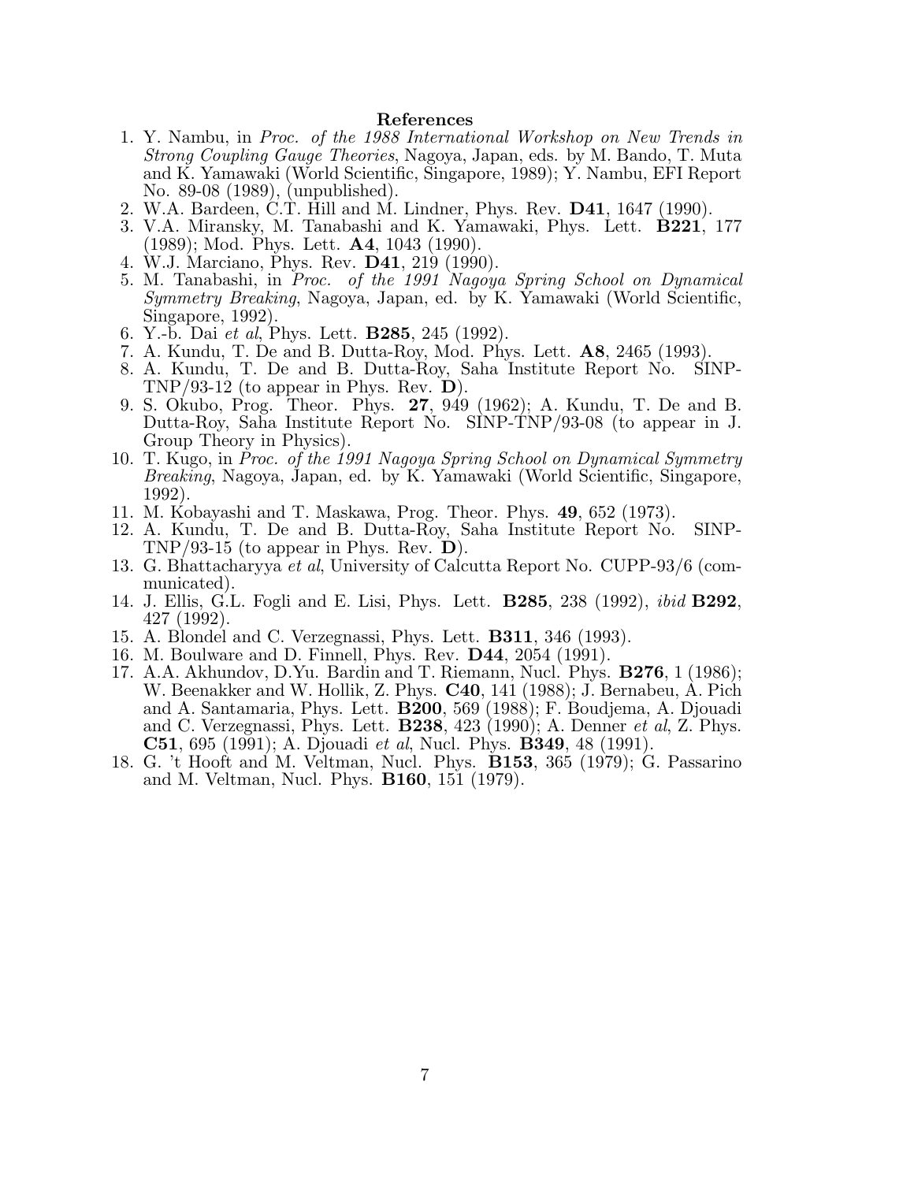## References

1. Y. Nambu, in *Proc. of the 1988 International Workshop on New Trends in Strong Coupling Gauge Theories*, Nagoya, Japan, eds. by M. Bando, T. Muta and K. Yamawaki (World Scientific, Singapore, 1989); Y. Nambu, EFI Report No. 89-08 (1989), (unpublished).
2. W.A. Bardeen, C.T. Hill and M. Lindner, Phys. Rev. **D41**, 1647 (1990).
3. V.A. Miransky, M. Tanabashi and K. Yamawaki, Phys. Lett. **B221**, 177 (1989); Mod. Phys. Lett. **A4**, 1043 (1990).
4. W.J. Marciano, Phys. Rev. **D41**, 219 (1990).
5. M. Tanabashi, in *Proc. of the 1991 Nagoya Spring School on Dynamical Symmetry Breaking*, Nagoya, Japan, ed. by K. Yamawaki (World Scientific, Singapore, 1992).
6. Y.-b. Dai *et al*, Phys. Lett. **B285**, 245 (1992).
7. A. Kundu, T. De and B. Dutta-Roy, Mod. Phys. Lett. **A8**, 2465 (1993).
8. A. Kundu, T. De and B. Dutta-Roy, Saha Institute Report No. SINP-TNP/93-12 (to appear in Phys. Rev. **D**).
9. S. Okubo, Prog. Theor. Phys. **27**, 949 (1962); A. Kundu, T. De and B. Dutta-Roy, Saha Institute Report No. SINP-TNP/93-08 (to appear in J. Group Theory in Physics).
10. T. Kugo, in *Proc. of the 1991 Nagoya Spring School on Dynamical Symmetry Breaking*, Nagoya, Japan, ed. by K. Yamawaki (World Scientific, Singapore, 1992).
11. M. Kobayashi and T. Maskawa, Prog. Theor. Phys. **49**, 652 (1973).
12. A. Kundu, T. De and B. Dutta-Roy, Saha Institute Report No. SINP-TNP/93-15 (to appear in Phys. Rev. **D**).
13. G. Bhattacharyya *et al*, University of Calcutta Report No. CUPP-93/6 (communicated).
14. J. Ellis, G.L. Fogli and E. Lisi, Phys. Lett. **B285**, 238 (1992), *ibid* **B292**, 427 (1992).
15. A. Blondel and C. Verzegnassi, Phys. Lett. **B311**, 346 (1993).
16. M. Boulware and D. Finnell, Phys. Rev. **D44**, 2054 (1991).
17. A.A. Akhundov, D.Yu. Bardin and T. Riemann, Nucl. Phys. **B276**, 1 (1986); W. Beenakker and W. Hollik, Z. Phys. **C40**, 141 (1988); J. Bernabeu, A. Pich and A. Santamaria, Phys. Lett. **B200**, 569 (1988); F. Boudjema, A. Djouadi and C. Verzegnassi, Phys. Lett. **B238**, 423 (1990); A. Denner *et al*, Z. Phys. **C51**, 695 (1991); A. Djouadi *et al*, Nucl. Phys. **B349**, 48 (1991).
18. G. 't Hooft and M. Veltman, Nucl. Phys. **B153**, 365 (1979); G. Passarino and M. Veltman, Nucl. Phys. **B160**, 151 (1979).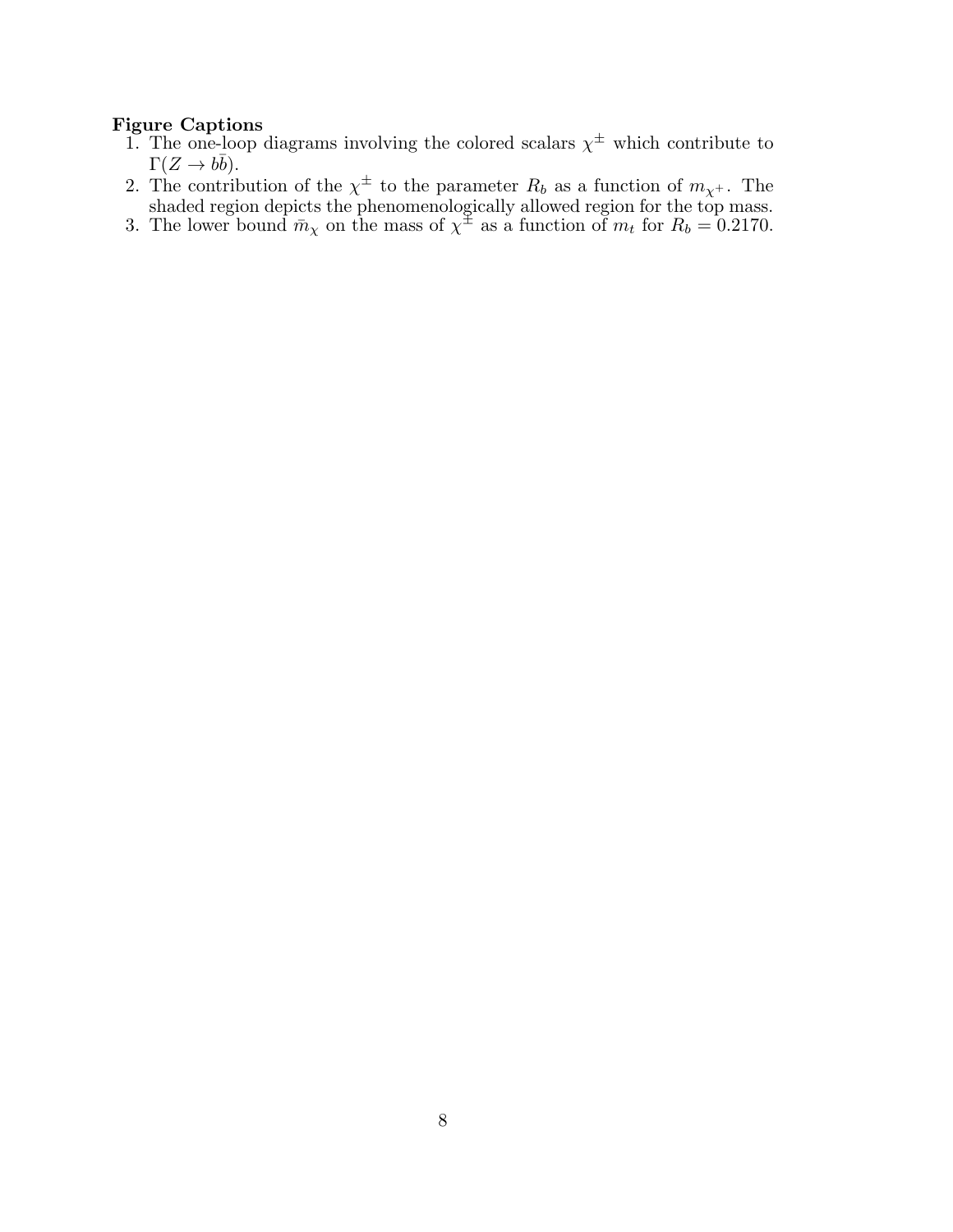**Figure Captions**

1. The one-loop diagrams involving the colored scalars $\chi^{\pm}$ which contribute to $\Gamma(Z \to b\bar{b})$.
2. The contribution of the $\chi^{\pm}$ to the parameter $R_b$ as a function of $m_{\chi^+}$. The shaded region depicts the phenomenologically allowed region for the top mass.
3. The lower bound $\bar{m}_{\chi}$ on the mass of $\chi^{\pm}$ as a function of $m_t$ for $R_b = 0.2170$.